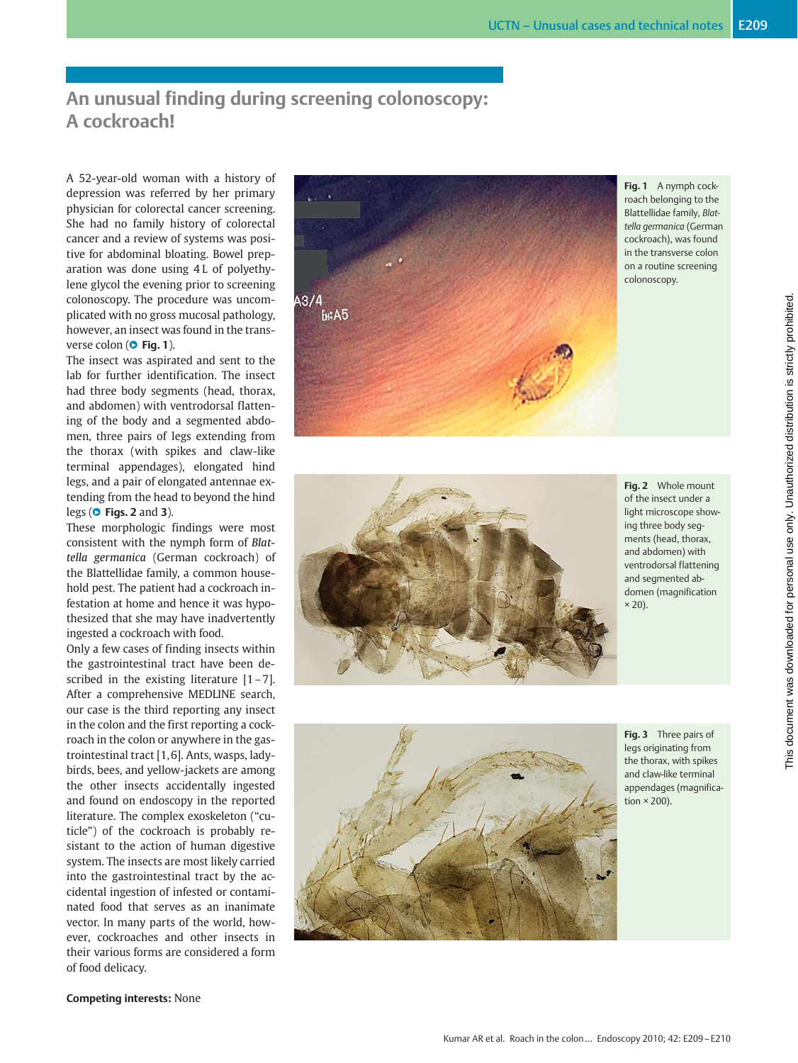# An unusual finding during screening colonoscopy: A cockroach!

A 52-year-old woman with a history of depression was referred by her primary physician for colorectal cancer screening. She had no family history of colorectal cancer and a review of systems was positive for abdominal bloating. Bowel preparation was done using 4 L of polyethylene glycol the evening prior to screening colonoscopy. The procedure was uncomplicated with no gross mucosal pathology, however, an insect was found in the transverse colon (**Fig. 1**).

The insect was aspirated and sent to the lab for further identification. The insect had three body segments (head, thorax, and abdomen) with ventrodorsal flattening of the body and a segmented abdomen, three pairs of legs extending from the thorax (with spikes and claw-like terminal appendages), elongated hind legs, and a pair of elongated antennae extending from the head to beyond the hind legs (**Figs. 2** and **3**).

These morphologic findings were most consistent with the nymph form of *Blattella germanica* (German cockroach) of the Blattellidae family, a common household pest. The patient had a cockroach infestation at home and hence it was hypothesized that she may have inadvertently ingested a cockroach with food.

Only a few cases of finding insects within the gastrointestinal tract have been described in the existing literature [1–7]. After a comprehensive MEDLINE search, our case is the third reporting any insect in the colon and the first reporting a cockroach in the colon or anywhere in the gastrointestinal tract [1,6]. Ants, wasps, ladybirds, bees, and yellow-jackets are among the other insects accidentally ingested and found on endoscopy in the reported literature. The complex exoskeleton ("cuticle") of the cockroach is probably resistant to the action of human digestive system. The insects are most likely carried into the gastrointestinal tract by the accidental ingestion of infested or contaminated food that serves as an inanimate vector. In many parts of the world, however, cockroaches and other insects in their various forms are considered a form of food delicacy.

**Competing interests:** None

**Fig. 1** A nymph cockroach belonging to the Blattellidae family, *Blattella germanica* (German cockroach), was found in the transverse colon on a routine screening colonoscopy.

**Fig. 2** Whole mount of the insect under a light microscope showing three body segments (head, thorax, and abdomen) with ventrodorsal flattening and segmented abdomen (magnification × 20).

**Fig. 3** Three pairs of legs originating from the thorax, with spikes and claw-like terminal appendages (magnification × 200).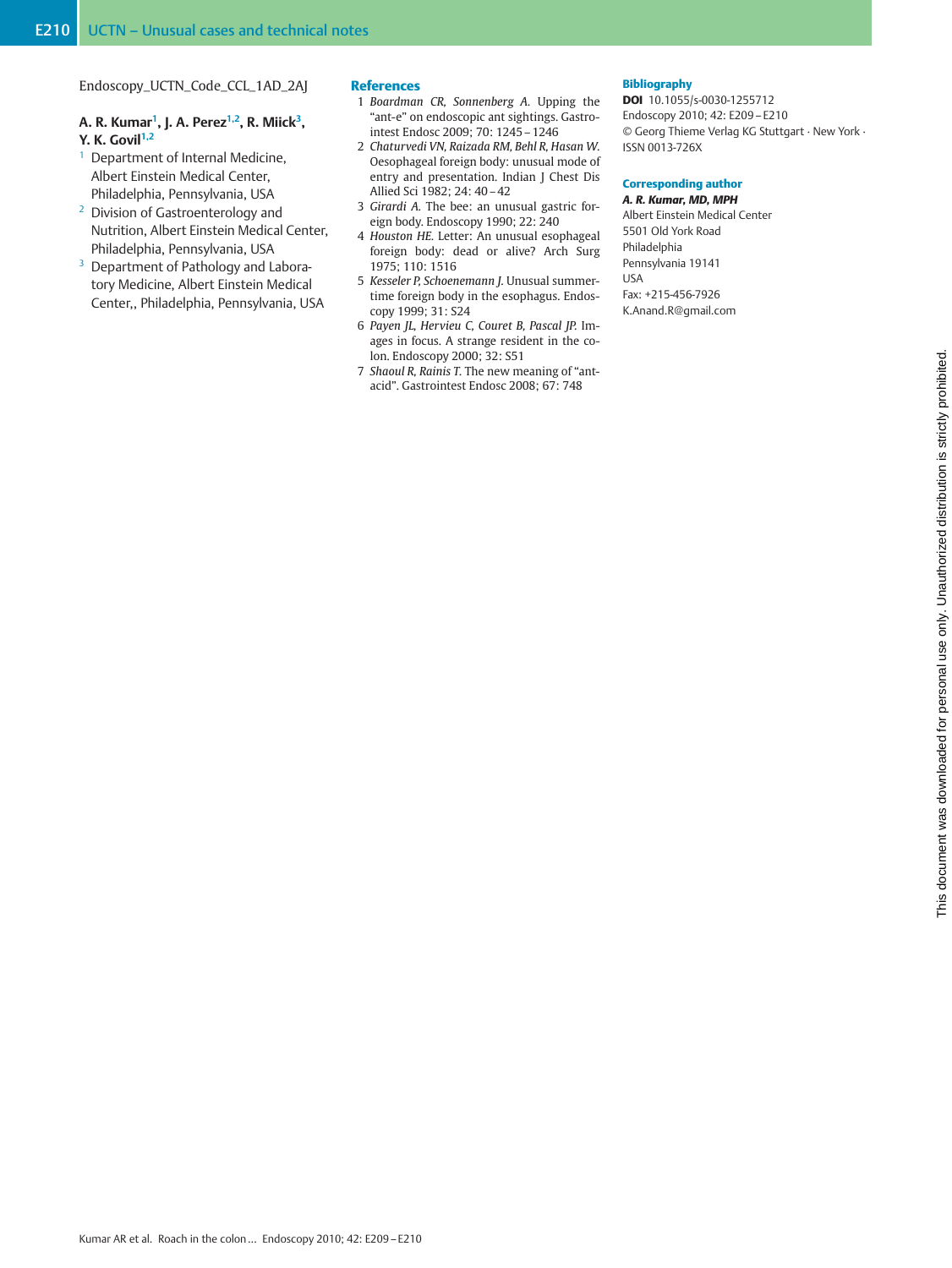Endoscopy_UCTN_Code_CCL_1AD_2AJ

**A. R. Kumar**[1], **J. A. Perez**[1,2], **R. Miick**[3], **Y. K. Govil**[1,2]

[1] Department of Internal Medicine, Albert Einstein Medical Center, Philadelphia, Pennsylvania, USA

[2] Division of Gastroenterology and Nutrition, Albert Einstein Medical Center, Philadelphia, Pennsylvania, USA

[3] Department of Pathology and Laboratory Medicine, Albert Einstein Medical Center,, Philadelphia, Pennsylvania, USA

## References

1. *Boardman CR, Sonnenberg A.* Upping the "ant-e" on endoscopic ant sightings. Gastrointest Endosc 2009; 70: 1245 – 1246
2. *Chaturvedi VN, Raizada RM, Behl R, Hasan W.* Oesophageal foreign body: unusual mode of entry and presentation. Indian J Chest Dis Allied Sci 1982; 24: 40 – 42
3. *Girardi A.* The bee: an unusual gastric foreign body. Endoscopy 1990; 22: 240
4. *Houston HE.* Letter: An unusual esophageal foreign body: dead or alive? Arch Surg 1975; 110: 1516
5. *Kesseler P, Schoenemann J.* Unusual summertime foreign body in the esophagus. Endoscopy 1999; 31: S24
6. *Payen JL, Hervieu C, Couret B, Pascal JP.* Images in focus. A strange resident in the colon. Endoscopy 2000; 32: S51
7. *Shaoul R, Rainis T.* The new meaning of "antacid". Gastrointest Endosc 2008; 67: 748

## Bibliography

**DOI** 10.1055/s-0030-1255712
Endoscopy 2010; 42: E209 – E210
© Georg Thieme Verlag KG Stuttgart · New York · ISSN 0013-726X

## Corresponding author

***A. R. Kumar, MD, MPH***
Albert Einstein Medical Center
5501 Old York Road
Philadelphia
Pennsylvania 19141
USA
Fax: +215-456-7926
K.Anand.R@gmail.com